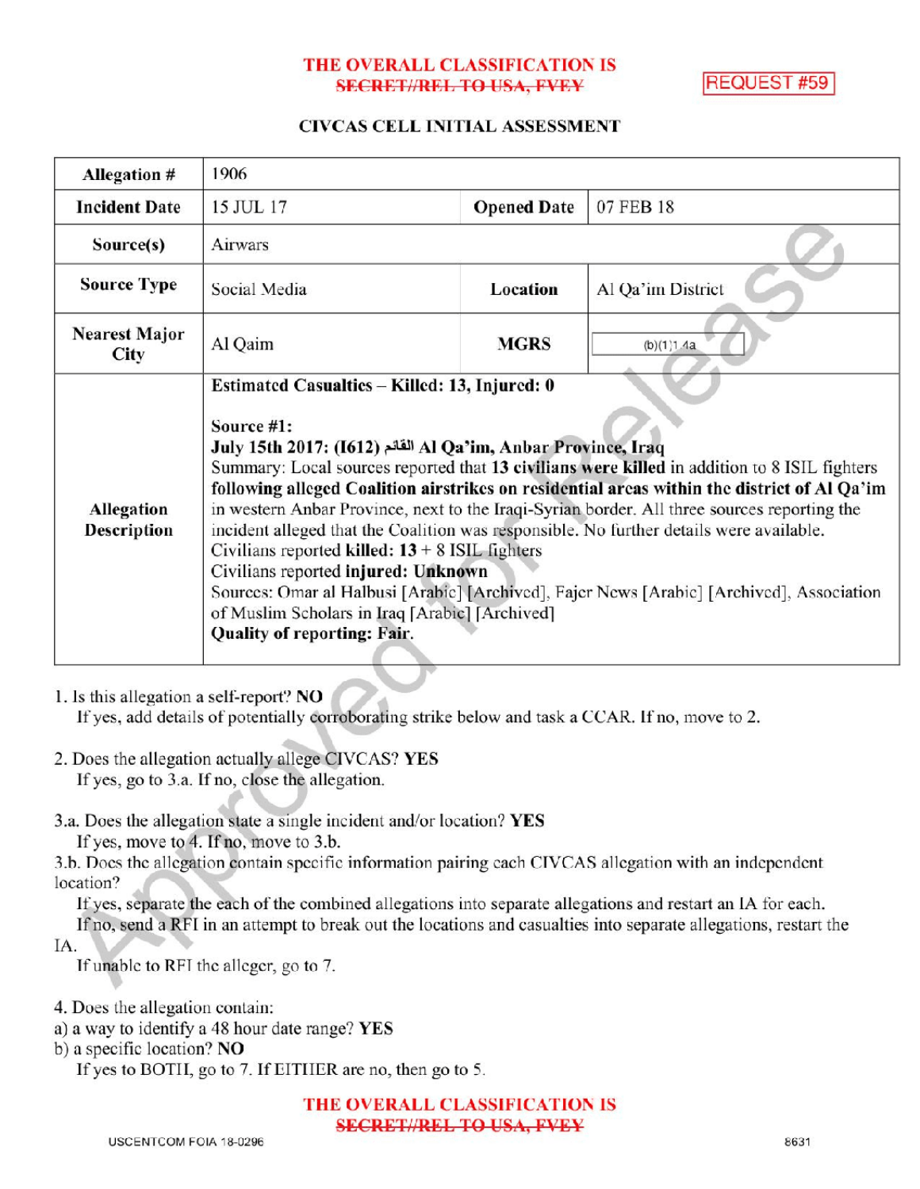**THE OVERALL CLASSIFICATION IS**
~~**SECRET//REL TO USA, FVEY**~~

REQUEST #59

### CIVCAS CELL INITIAL ASSESSMENT

| **Allegation #** | 1906 | | |
|---|---|---|---|
| **Incident Date** | 15 JUL 17 | **Opened Date** | 07 FEB 18 |
| **Source(s)** | Airwars | | |
| **Source Type** | Social Media | **Location** | Al Qa'im District |
| **Nearest Major City** | Al Qaim | **MGRS** | (b)(1)1.4a |
| **Allegation Description** | **Estimated Casualties – Killed: 13, Injured: 0**<br><br>**Source #1:**<br>**July 15th 2017: (I612) القائم Al Qa'im, Anbar Province, Iraq**<br>Summary: Local sources reported that **13 civilians were killed** in addition to 8 ISIL fighters **following alleged Coalition airstrikes on residential areas within the district of Al Qa'im** in western Anbar Province, next to the Iraqi-Syrian border. All three sources reporting the incident alleged that the Coalition was responsible. No further details were available.<br>Civilians reported **killed: 13** + 8 ISIL fighters<br>Civilians reported **injured: Unknown**<br>Sources: Omar al Halbusi [Arabic] [Archived], Fajer News [Arabic] [Archived], Association of Muslim Scholars in Iraq [Arabic] [Archived]<br>**Quality of reporting: Fair.** | | |

1. Is this allegation a self-report? **NO**
   If yes, add details of potentially corroborating strike below and task a CCAR. If no, move to 2.

2. Does the allegation actually allege CIVCAS? **YES**
   If yes, go to 3.a. If no, close the allegation.

3.a. Does the allegation state a single incident and/or location? **YES**
   If yes, move to 4. If no, move to 3.b.

3.b. Does the allegation contain specific information pairing each CIVCAS allegation with an independent location?
   If yes, separate the each of the combined allegations into separate allegations and restart an IA for each.
   If no, send a RFI in an attempt to break out the locations and casualties into separate allegations, restart the IA.
   If unable to RFI the alleger, go to 7.

4. Does the allegation contain:
a) a way to identify a 48 hour date range? **YES**
b) a specific location? **NO**
   If yes to BOTH, go to 7. If EITHER are no, then go to 5.

**THE OVERALL CLASSIFICATION IS**
~~**SECRET//REL TO USA, FVEY**~~

USCENTCOM FOIA 18-0296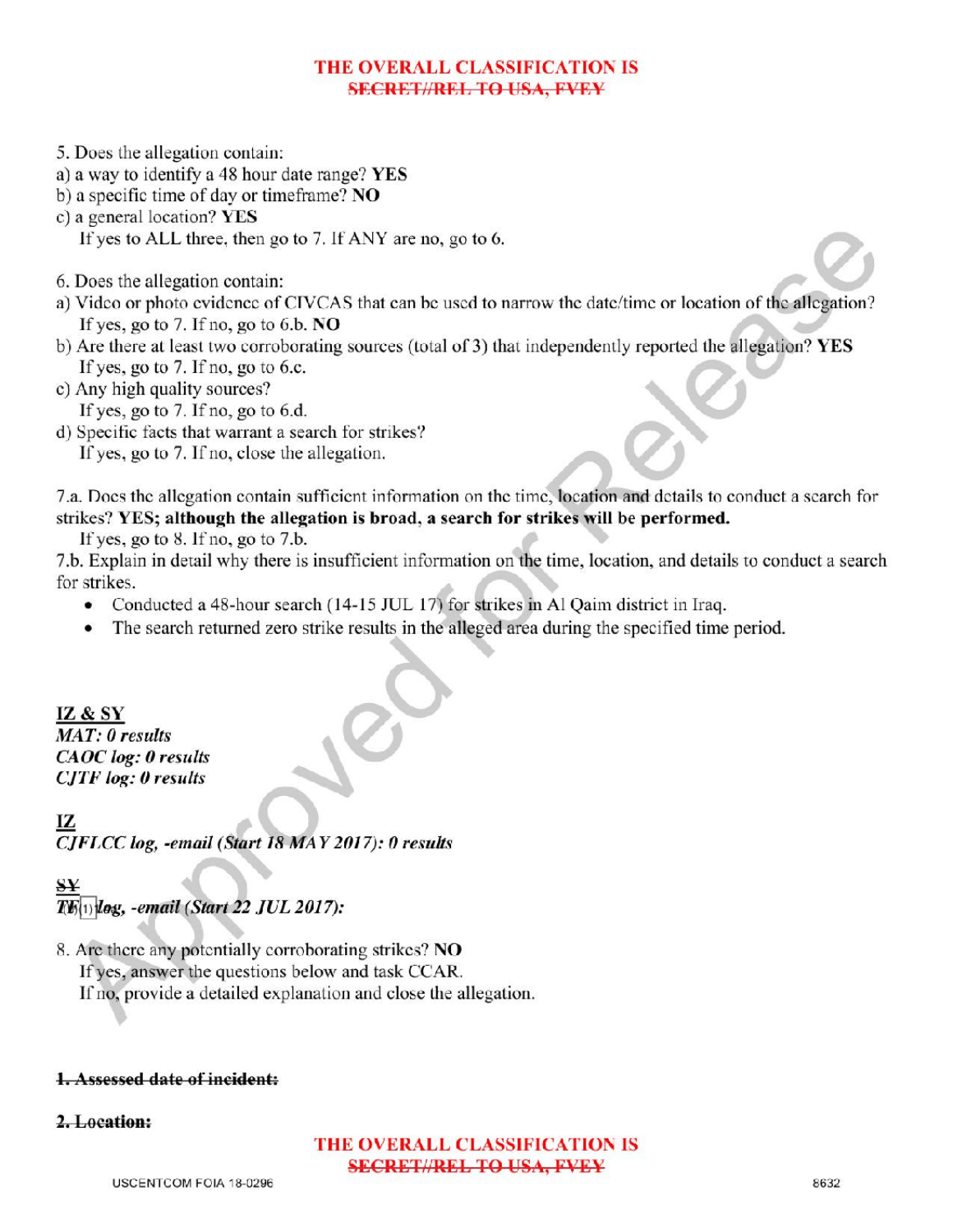THE OVERALL CLASSIFICATION IS
~~SECRET//REL TO USA, FVEY~~

5. Does the allegation contain:
a) a way to identify a 48 hour date range? **YES**
b) a specific time of day or timeframe? **NO**
c) a general location? **YES**
   If yes to ALL three, then go to 7. If ANY are no, go to 6.

6. Does the allegation contain:
a) Video or photo evidence of CIVCAS that can be used to narrow the date/time or location of the allegation?
   If yes, go to 7. If no, go to 6.b. **NO**
b) Are there at least two corroborating sources (total of 3) that independently reported the allegation? **YES**
   If yes, go to 7. If no, go to 6.c.
c) Any high quality sources?
   If yes, go to 7. If no, go to 6.d.
d) Specific facts that warrant a search for strikes?
   If yes, go to 7. If no, close the allegation.

7.a. Does the allegation contain sufficient information on the time, location and details to conduct a search for strikes? **YES; although the allegation is broad, a search for strikes will be performed.**
   If yes, go to 8. If no, go to 7.b.
7.b. Explain in detail why there is insufficient information on the time, location, and details to conduct a search for strikes.

- Conducted a 48-hour search (14-15 JUL 17) for strikes in Al Qaim district in Iraq.
- The search returned zero strike results in the alleged area during the specified time period.

**IZ & SY**
***MAT: 0 results***
***CAOC log: 0 results***
***CJTF log: 0 results***

**IZ**
***CJFLCC log, -email (Start 18 MAY 2017): 0 results***

~~**SY**~~
***TF (b)(1) log, -email (Start 22 JUL 2017):***

8. Are there any potentially corroborating strikes? **NO**
   If yes, answer the questions below and task CCAR.
   If no, provide a detailed explanation and close the allegation.

~~**1. Assessed date of incident:**~~

~~**2. Location:**~~

THE OVERALL CLASSIFICATION IS
~~SECRET//REL TO USA, FVEY~~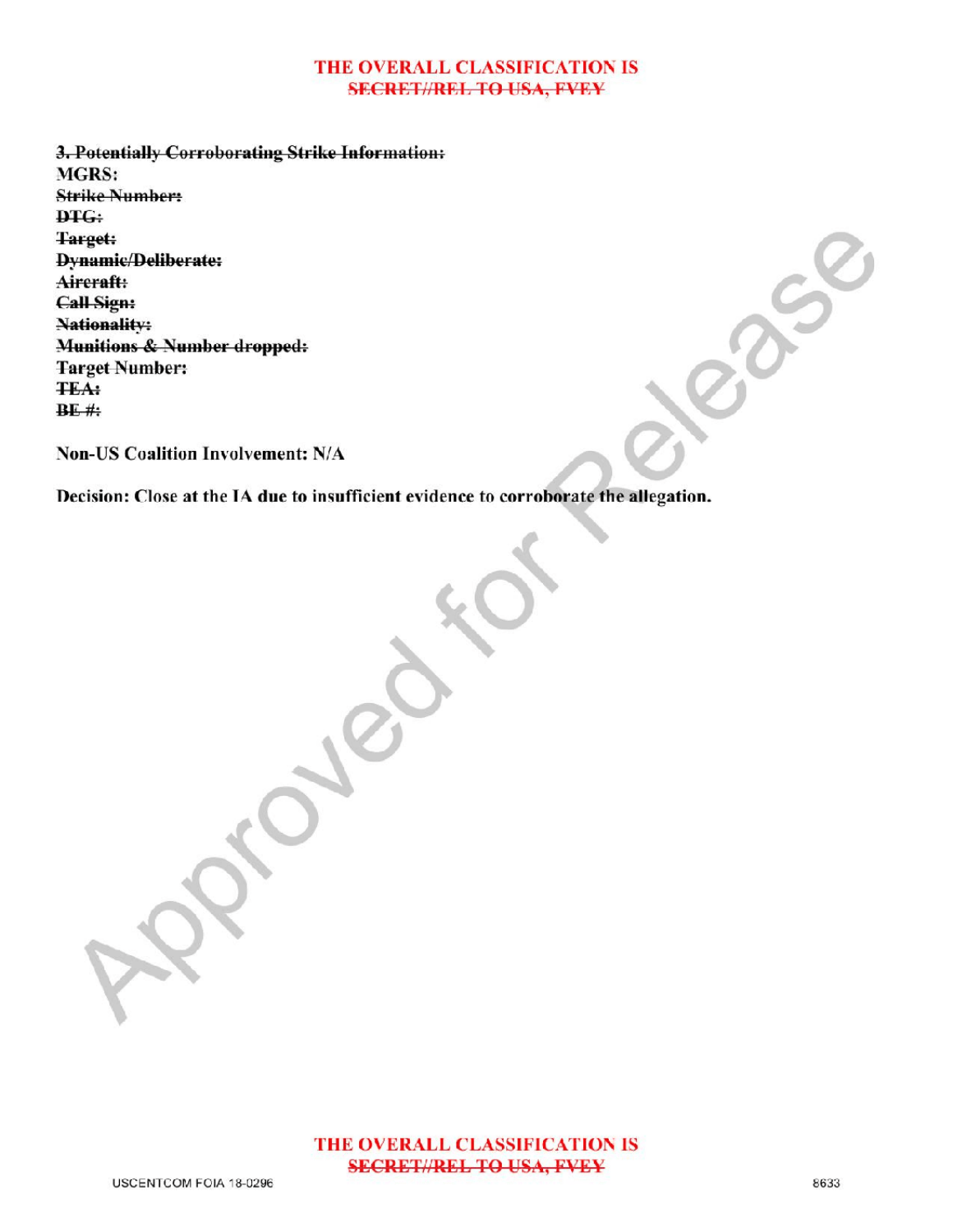THE OVERALL CLASSIFICATION IS
~~SECRET//REL TO USA, FVEY~~

~~**3. Potentially Corroborating Strike Information:**~~

**MGRS:**
~~**Strike Number:**~~
~~**DTG:**~~
~~**Target:**~~
~~**Dynamic/Deliberate:**~~
~~**Aircraft:**~~
~~**Call Sign:**~~
~~**Nationality:**~~
~~**Munitions & Number dropped:**~~
**Target Number:**
~~**TEA:**~~
~~**BE #:**~~

**Non-US Coalition Involvement: N/A**

**Decision: Close at the IA due to insufficient evidence to corroborate the allegation.**

THE OVERALL CLASSIFICATION IS
~~SECRET//REL TO USA, FVEY~~

USCENTCOM FOIA 18-0296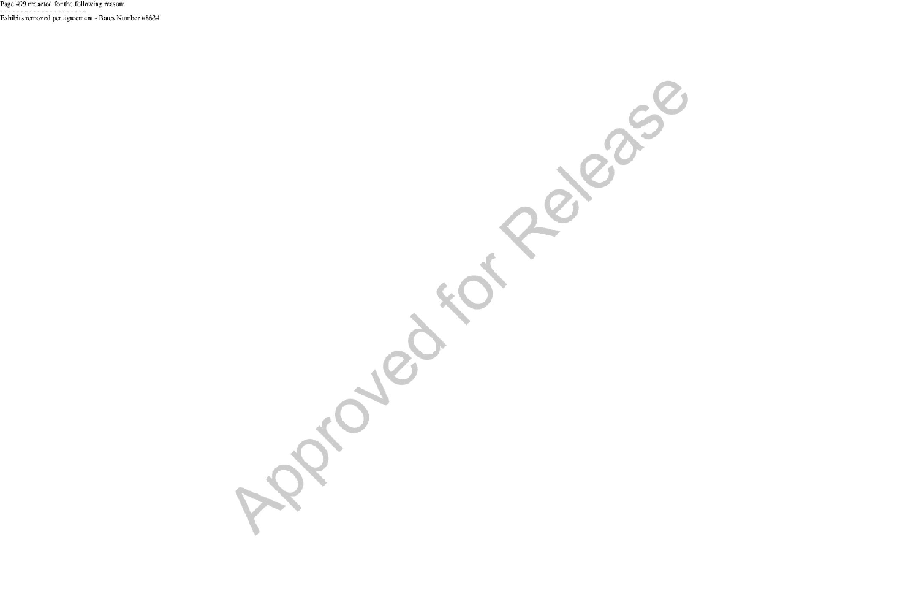Page 459 redacted for the following reason:

- - - - - - - - - - - - - - - - - - - -

Exhibits removed per agreement - Bates Number #8634

Approved for Release